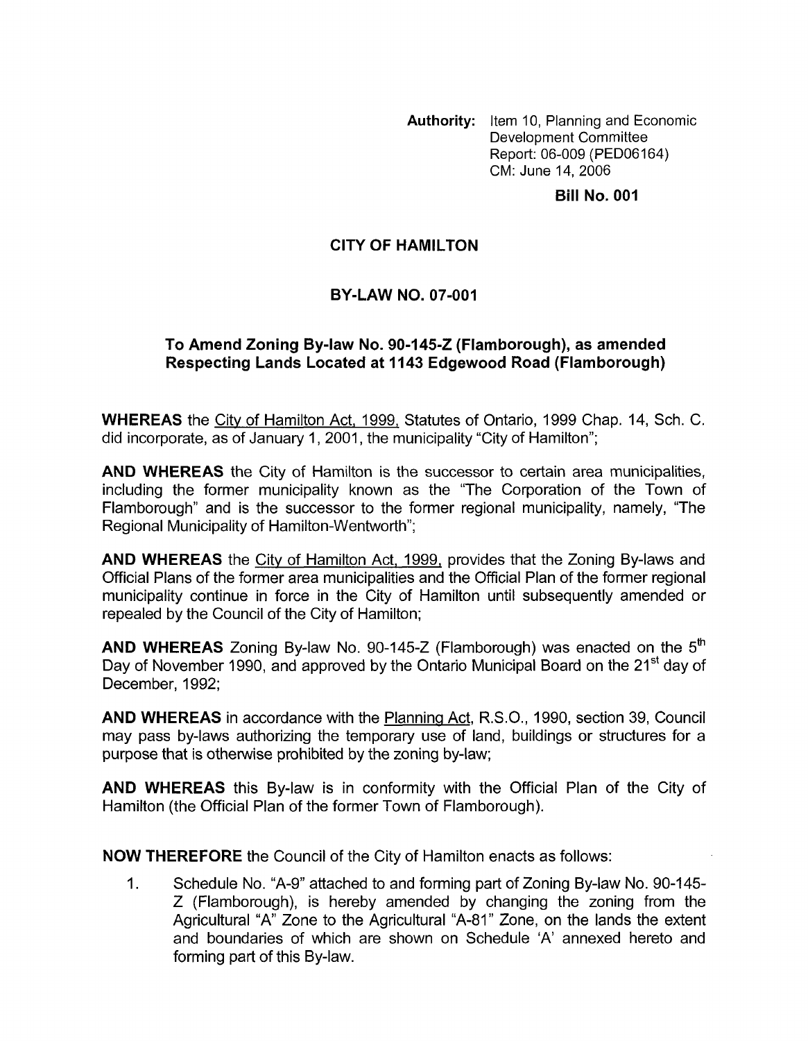**Authority:** Item 10, Planning and Economic Development Committee
Report: 06-009 (PED06164)
CM: June 14, 2006

**Bill No. 001**

## CITY OF HAMILTON

## BY-LAW NO. 07-001

### To Amend Zoning By-law No. 90-145-Z (Flamborough), as amended Respecting Lands Located at 1143 Edgewood Road (Flamborough)

**WHEREAS** the City of Hamilton Act, 1999, Statutes of Ontario, 1999 Chap. 14, Sch. C. did incorporate, as of January 1, 2001, the municipality "City of Hamilton";

**AND WHEREAS** the City of Hamilton is the successor to certain area municipalities, including the former municipality known as the "The Corporation of the Town of Flamborough" and is the successor to the former regional municipality, namely, "The Regional Municipality of Hamilton-Wentworth";

**AND WHEREAS** the City of Hamilton Act, 1999, provides that the Zoning By-laws and Official Plans of the former area municipalities and the Official Plan of the former regional municipality continue in force in the City of Hamilton until subsequently amended or repealed by the Council of the City of Hamilton;

**AND WHEREAS** Zoning By-law No. 90-145-Z (Flamborough) was enacted on the 5th Day of November 1990, and approved by the Ontario Municipal Board on the 21st day of December, 1992;

**AND WHEREAS** in accordance with the Planning Act, R.S.O., 1990, section 39, Council may pass by-laws authorizing the temporary use of land, buildings or structures for a purpose that is otherwise prohibited by the zoning by-law;

**AND WHEREAS** this By-law is in conformity with the Official Plan of the City of Hamilton (the Official Plan of the former Town of Flamborough).

**NOW THEREFORE** the Council of the City of Hamilton enacts as follows:

1. Schedule No. "A-9" attached to and forming part of Zoning By-law No. 90-145-Z (Flamborough), is hereby amended by changing the zoning from the Agricultural "A" Zone to the Agricultural "A-81" Zone, on the lands the extent and boundaries of which are shown on Schedule 'A' annexed hereto and forming part of this By-law.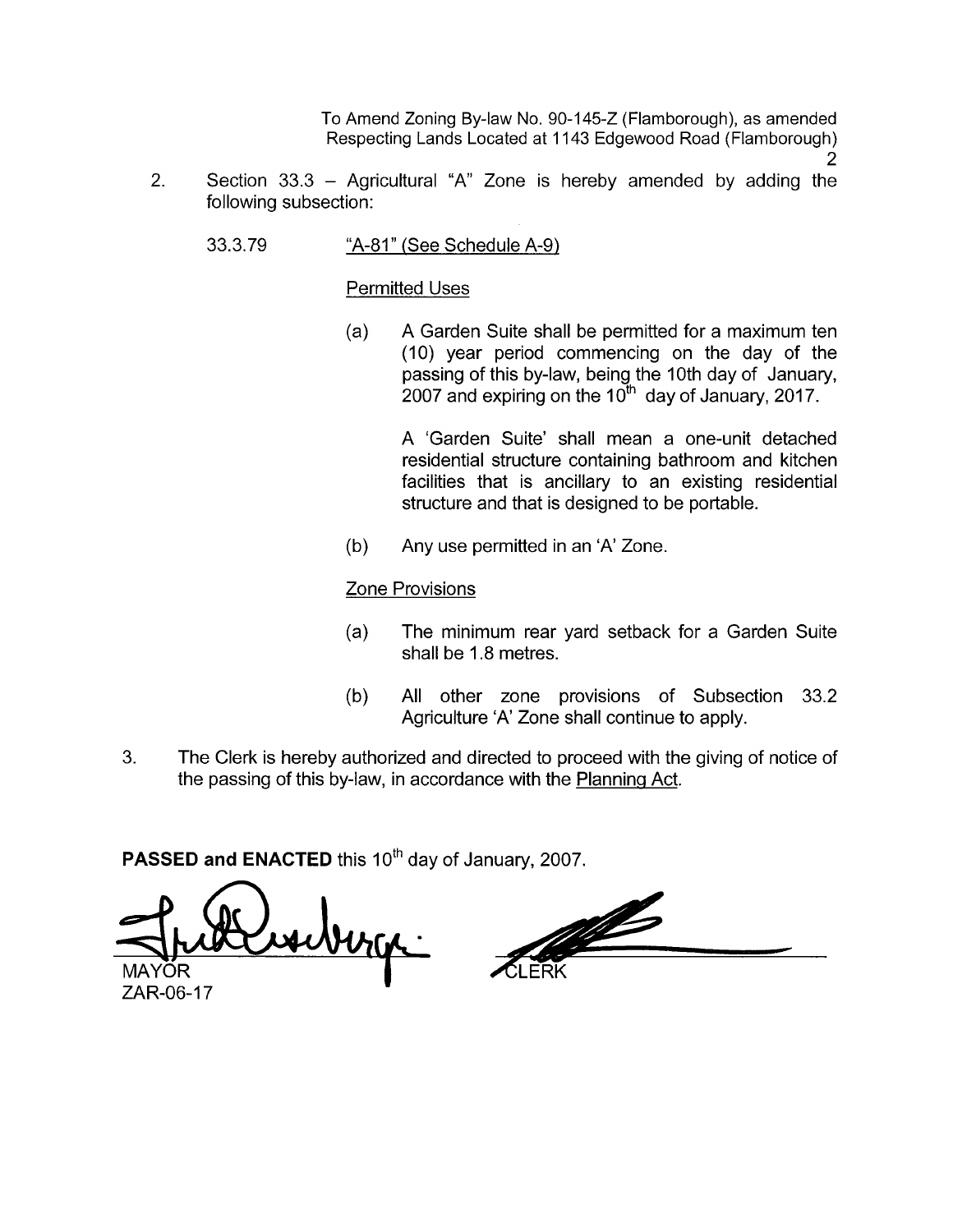2. Section 33.3 – Agricultural "A" Zone is hereby amended by adding the following subsection:

   33.3.79 "A-81" (See Schedule A-9)

   Permitted Uses

   (a) A Garden Suite shall be permitted for a maximum ten (10) year period commencing on the day of the passing of this by-law, being the 10th day of January, 2007 and expiring on the 10th day of January, 2017.

   A 'Garden Suite' shall mean a one-unit detached residential structure containing bathroom and kitchen facilities that is ancillary to an existing residential structure and that is designed to be portable.

   (b) Any use permitted in an 'A' Zone.

   Zone Provisions

   (a) The minimum rear yard setback for a Garden Suite shall be 1.8 metres.

   (b) All other zone provisions of Subsection 33.2 Agriculture 'A' Zone shall continue to apply.

3. The Clerk is hereby authorized and directed to proceed with the giving of notice of the passing of this by-law, in accordance with the Planning Act.

**PASSED and ENACTED** this 10th day of January, 2007.

MAYOR

CLERK

ZAR-06-17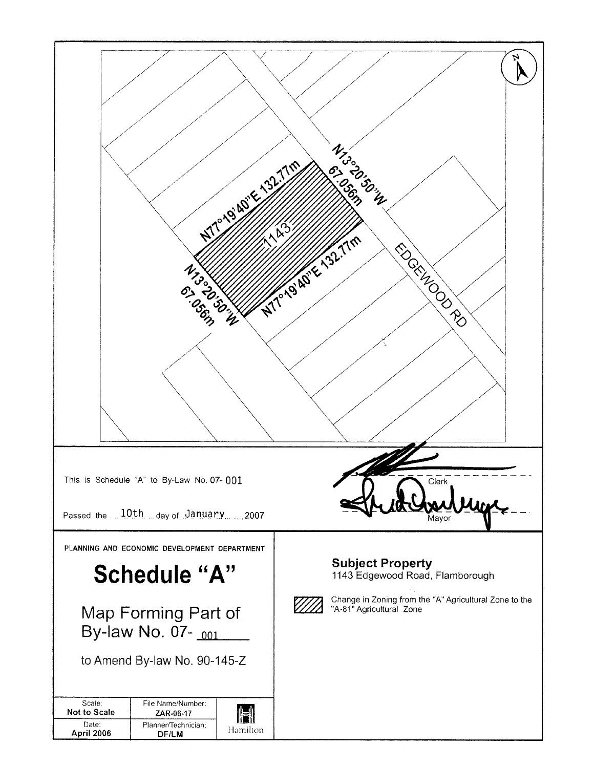N

N13°20'50"W
67.056m

N77°19'40"E 132.77m

1143

N77°19'40"E 132.77m

N13°20'50"W
67.056m

EDGEWOOD RD

This is Schedule "A" to By-Law No. 07- 001

Passed the 10th day of January, 2007

Clerk

Mayor

PLANNING AND ECONOMIC DEVELOPMENT DEPARTMENT

# Schedule "A"

## Map Forming Part of By-law No. 07- 001

to Amend By-law No. 90-145-Z

| Scale: | File Name/Number: | |
| --- | --- | --- |
| **Not to Scale** | **ZAR-06-17** | Hamilton |
| Date: | Planner/Technician: | |
| **April 2006** | **DF/LM** | |

**Subject Property**
1143 Edgewood Road, Flamborough

Change in Zoning from the "A" Agricultural Zone to the "A-81" Agricultural Zone